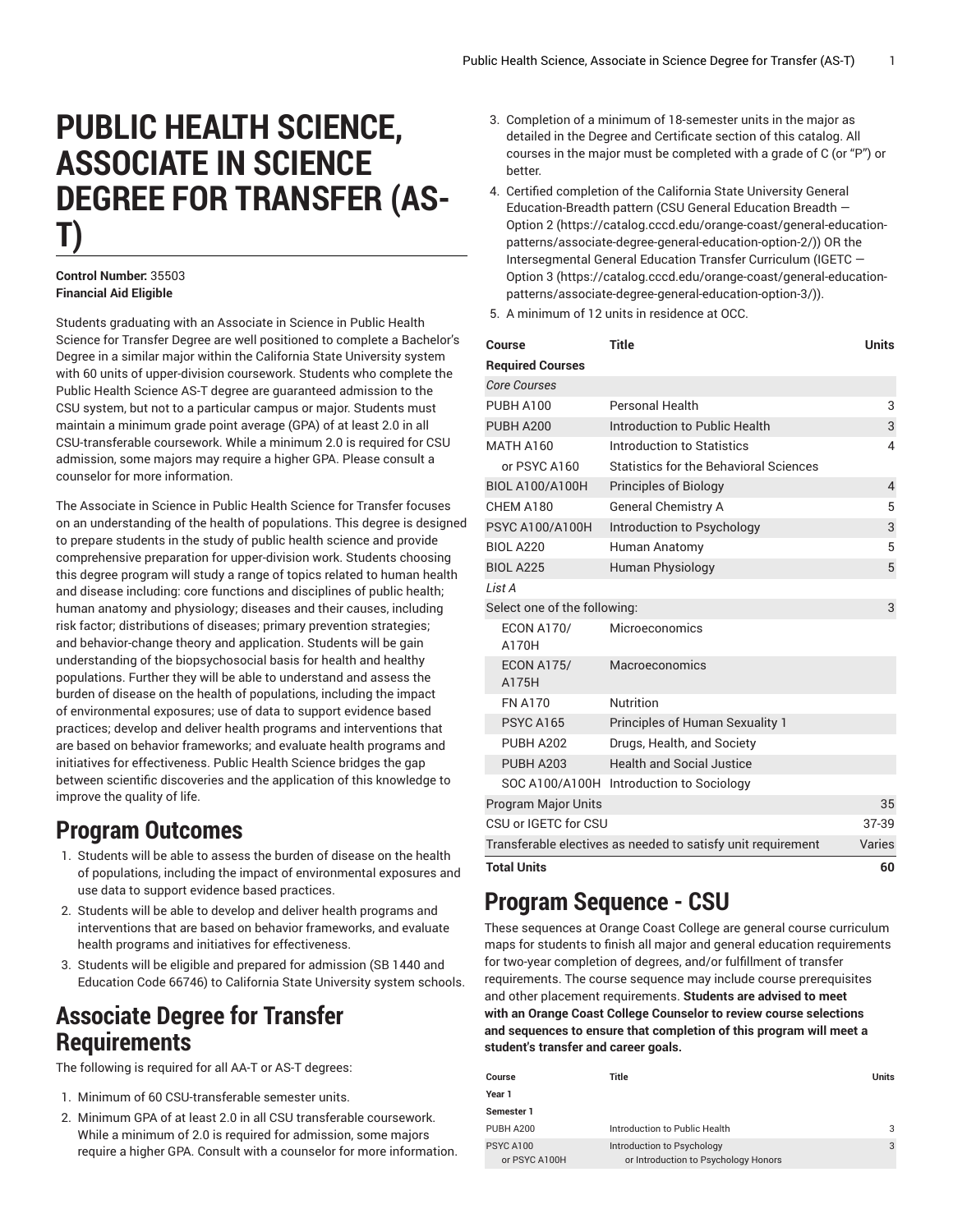# PUBLIC HEALTH SCIENCE, ASSOCIATE IN SCIENCE DEGREE FOR TRANSFER (AS-T)

**Control Number:** 35503
**Financial Aid Eligible**

Students graduating with an Associate in Science in Public Health Science for Transfer Degree are well positioned to complete a Bachelor's Degree in a similar major within the California State University system with 60 units of upper-division coursework. Students who complete the Public Health Science AS-T degree are guaranteed admission to the CSU system, but not to a particular campus or major. Students must maintain a minimum grade point average (GPA) of at least 2.0 in all CSU-transferable coursework. While a minimum 2.0 is required for CSU admission, some majors may require a higher GPA. Please consult a counselor for more information.

The Associate in Science in Public Health Science for Transfer focuses on an understanding of the health of populations. This degree is designed to prepare students in the study of public health science and provide comprehensive preparation for upper-division work. Students choosing this degree program will study a range of topics related to human health and disease including: core functions and disciplines of public health; human anatomy and physiology; diseases and their causes, including risk factor; distributions of diseases; primary prevention strategies; and behavior-change theory and application. Students will be gain understanding of the biopsychosocial basis for health and healthy populations. Further they will be able to understand and assess the burden of disease on the health of populations, including the impact of environmental exposures; use of data to support evidence based practices; develop and deliver health programs and interventions that are based on behavior frameworks; and evaluate health programs and initiatives for effectiveness. Public Health Science bridges the gap between scientific discoveries and the application of this knowledge to improve the quality of life.

## Program Outcomes

1. Students will be able to assess the burden of disease on the health of populations, including the impact of environmental exposures and use data to support evidence based practices.
2. Students will be able to develop and deliver health programs and interventions that are based on behavior frameworks, and evaluate health programs and initiatives for effectiveness.
3. Students will be eligible and prepared for admission (SB 1440 and Education Code 66746) to California State University system schools.

## Associate Degree for Transfer Requirements

The following is required for all AA-T or AS-T degrees:

1. Minimum of 60 CSU-transferable semester units.
2. Minimum GPA of at least 2.0 in all CSU transferable coursework. While a minimum of 2.0 is required for admission, some majors require a higher GPA. Consult with a counselor for more information.
3. Completion of a minimum of 18-semester units in the major as detailed in the Degree and Certificate section of this catalog. All courses in the major must be completed with a grade of C (or "P") or better.
4. Certified completion of the California State University General Education-Breadth pattern (CSU General Education Breadth — Option 2 (https://catalog.cccd.edu/orange-coast/general-education-patterns/associate-degree-general-education-option-2/)) OR the Intersegmental General Education Transfer Curriculum (IGETC — Option 3 (https://catalog.cccd.edu/orange-coast/general-education-patterns/associate-degree-general-education-option-3/)).
5. A minimum of 12 units in residence at OCC.

| Course | Title | Units |
|---|---|---|
| **Required Courses** | | |
| *Core Courses* | | |
| PUBH A100 | Personal Health | 3 |
| PUBH A200 | Introduction to Public Health | 3 |
| MATH A160 | Introduction to Statistics | 4 |
| or PSYC A160 | Statistics for the Behavioral Sciences | |
| BIOL A100/A100H | Principles of Biology | 4 |
| CHEM A180 | General Chemistry A | 5 |
| PSYC A100/A100H | Introduction to Psychology | 3 |
| BIOL A220 | Human Anatomy | 5 |
| BIOL A225 | Human Physiology | 5 |
| *List A* | | |
| Select one of the following: | | 3 |
| ECON A170/A170H | Microeconomics | |
| ECON A175/A175H | Macroeconomics | |
| FN A170 | Nutrition | |
| PSYC A165 | Principles of Human Sexuality 1 | |
| PUBH A202 | Drugs, Health, and Society | |
| PUBH A203 | Health and Social Justice | |
| SOC A100/A100H | Introduction to Sociology | |
| Program Major Units | | 35 |
| CSU or IGETC for CSU | | 37-39 |
| Transferable electives as needed to satisfy unit requirement | | Varies |
| **Total Units** | | **60** |

## Program Sequence - CSU

These sequences at Orange Coast College are general course curriculum maps for students to finish all major and general education requirements for two-year completion of degrees, and/or fulfillment of transfer requirements. The course sequence may include course prerequisites and other placement requirements. **Students are advised to meet with an Orange Coast College Counselor to review course selections and sequences to ensure that completion of this program will meet a student's transfer and career goals.**

| Course | Title | Units |
|---|---|---|
| **Year 1** | | |
| **Semester 1** | | |
| PUBH A200 | Introduction to Public Health | 3 |
| PSYC A100 or PSYC A100H | Introduction to Psychology or Introduction to Psychology Honors | 3 |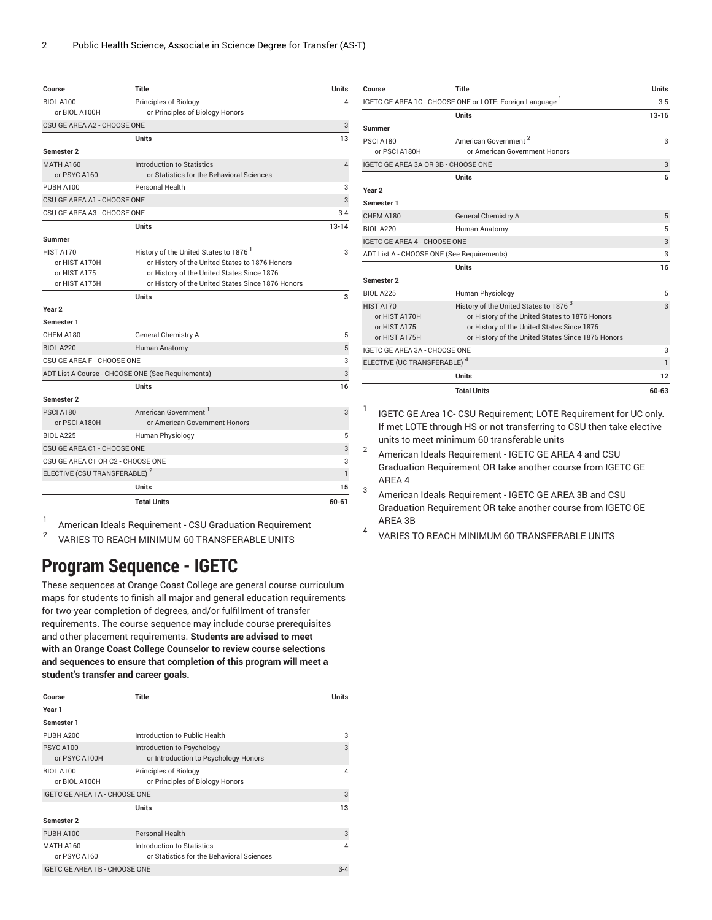| Course | Title | Units |
| --- | --- | --- |
| BIOL A100 or BIOL A100H | Principles of Biology or Principles of Biology Honors | 4 |
| CSU GE AREA A2 - CHOOSE ONE | | 3 |
| | Units | 13 |
| **Semester 2** | | |
| MATH A160 or PSYC A160 | Introduction to Statistics or Statistics for the Behavioral Sciences | 4 |
| PUBH A100 | Personal Health | 3 |
| CSU GE AREA A1 - CHOOSE ONE | | 3 |
| CSU GE AREA A3 - CHOOSE ONE | | 3-4 |
| | Units | 13-14 |
| **Summer** | | |
| HIST A170 or HIST A170H or HIST A175 or HIST A175H | History of the United States to 1876 [1] or History of the United States to 1876 Honors or History of the United States Since 1876 or History of the United States Since 1876 Honors | 3 |
| | Units | 3 |
| **Year 2** | | |
| **Semester 1** | | |
| CHEM A180 | General Chemistry A | 5 |
| BIOL A220 | Human Anatomy | 5 |
| CSU GE AREA F - CHOOSE ONE | | 3 |
| ADT List A Course - CHOOSE ONE (See Requirements) | | 3 |
| | Units | 16 |
| **Semester 2** | | |
| PSCI A180 or PSCI A180H | American Government [1] or American Government Honors | 3 |
| BIOL A225 | Human Physiology | 5 |
| CSU GE AREA C1 - CHOOSE ONE | | 3 |
| CSU GE AREA C1 OR C2 - CHOOSE ONE | | 3 |
| ELECTIVE (CSU TRANSFERABLE) [2] | | 1 |
| | Units | 15 |
| | Total Units | 60-61 |

1. American Ideals Requirement - CSU Graduation Requirement
2. VARIES TO REACH MINIMUM 60 TRANSFERABLE UNITS

# Program Sequence - IGETC

These sequences at Orange Coast College are general course curriculum maps for students to finish all major and general education requirements for two-year completion of degrees, and/or fulfillment of transfer requirements. The course sequence may include course prerequisites and other placement requirements. **Students are advised to meet with an Orange Coast College Counselor to review course selections and sequences to ensure that completion of this program will meet a student's transfer and career goals.**

| Course | Title | Units |
| --- | --- | --- |
| **Year 1** | | |
| **Semester 1** | | |
| PUBH A200 | Introduction to Public Health | 3 |
| PSYC A100 or PSYC A100H | Introduction to Psychology or Introduction to Psychology Honors | 3 |
| BIOL A100 or BIOL A100H | Principles of Biology or Principles of Biology Honors | 4 |
| IGETC GE AREA 1A - CHOOSE ONE | | 3 |
| | Units | 13 |
| **Semester 2** | | |
| PUBH A100 | Personal Health | 3 |
| MATH A160 or PSYC A160 | Introduction to Statistics or Statistics for the Behavioral Sciences | 4 |
| IGETC GE AREA 1B - CHOOSE ONE | | 3-4 |
| IGETC GE AREA 1C - CHOOSE ONE or LOTE: Foreign Language [1] | | 3-5 |
| | Units | 13-16 |
| **Summer** | | |
| PSCI A180 or PSCI A180H | American Government [2] or American Government Honors | 3 |
| IGETC GE AREA 3A OR 3B - CHOOSE ONE | | 3 |
| | Units | 6 |
| **Year 2** | | |
| **Semester 1** | | |
| CHEM A180 | General Chemistry A | 5 |
| BIOL A220 | Human Anatomy | 5 |
| IGETC GE AREA 4 - CHOOSE ONE | | 3 |
| ADT List A - CHOOSE ONE (See Requirements) | | 3 |
| | Units | 16 |
| **Semester 2** | | |
| BIOL A225 | Human Physiology | 5 |
| HIST A170 or HIST A170H or HIST A175 or HIST A175H | History of the United States to 1876 [3] or History of the United States to 1876 Honors or History of the United States Since 1876 or History of the United States Since 1876 Honors | 3 |
| IGETC GE AREA 3A - CHOOSE ONE | | 3 |
| ELECTIVE (UC TRANSFERABLE) [4] | | 1 |
| | Units | 12 |
| | Total Units | 60-63 |

1. IGETC GE Area 1C- CSU Requirement; LOTE Requirement for UC only. If met LOTE through HS or not transferring to CSU then take elective units to meet minimum 60 transferable units
2. American Ideals Requirement - IGETC GE AREA 4 and CSU Graduation Requirement OR take another course from IGETC GE AREA 4
3. American Ideals Requirement - IGETC GE AREA 3B and CSU Graduation Requirement OR take another course from IGETC GE AREA 3B
4. VARIES TO REACH MINIMUM 60 TRANSFERABLE UNITS